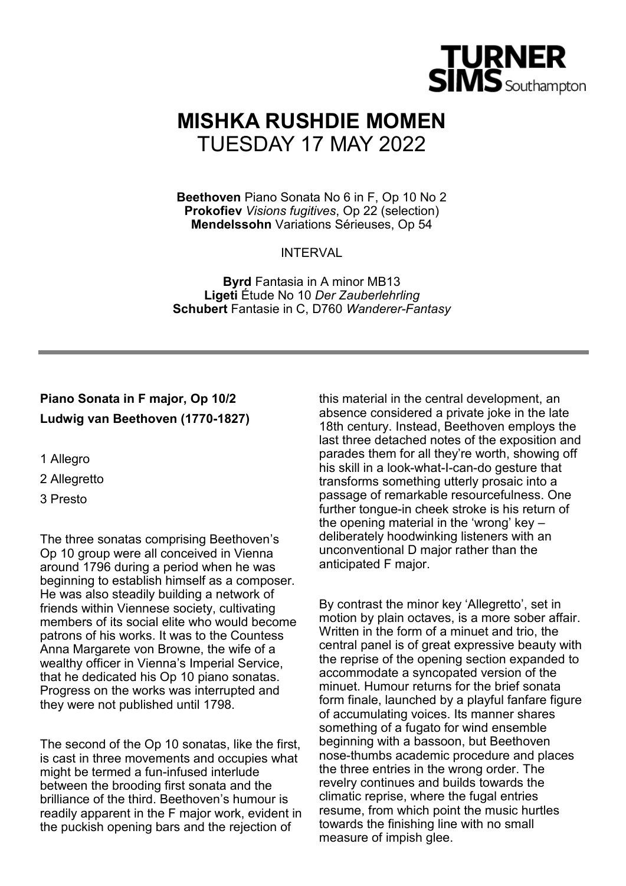TURNER SIMS Southampton

# MISHKA RUSHDIE MOMEN
TUESDAY 17 MAY 2022

**Beethoven** Piano Sonata No 6 in F, Op 10 No 2
**Prokofiev** *Visions fugitives*, Op 22 (selection)
**Mendelssohn** Variations Sérieuses, Op 54

INTERVAL

**Byrd** Fantasia in A minor MB13
**Ligeti** Étude No 10 *Der Zauberlehrling*
**Schubert** Fantasie in C, D760 *Wanderer-Fantasy*

---

**Piano Sonata in F major, Op 10/2**
**Ludwig van Beethoven (1770-1827)**

1 Allegro

2 Allegretto

3 Presto

The three sonatas comprising Beethoven's Op 10 group were all conceived in Vienna around 1796 during a period when he was beginning to establish himself as a composer. He was also steadily building a network of friends within Viennese society, cultivating members of its social elite who would become patrons of his works. It was to the Countess Anna Margarete von Browne, the wife of a wealthy officer in Vienna's Imperial Service, that he dedicated his Op 10 piano sonatas. Progress on the works was interrupted and they were not published until 1798.

The second of the Op 10 sonatas, like the first, is cast in three movements and occupies what might be termed a fun-infused interlude between the brooding first sonata and the brilliance of the third. Beethoven's humour is readily apparent in the F major work, evident in the puckish opening bars and the rejection of this material in the central development, an absence considered a private joke in the late 18th century. Instead, Beethoven employs the last three detached notes of the exposition and parades them for all they're worth, showing off his skill in a look-what-I-can-do gesture that transforms something utterly prosaic into a passage of remarkable resourcefulness. One further tongue-in cheek stroke is his return of the opening material in the 'wrong' key – deliberately hoodwinking listeners with an unconventional D major rather than the anticipated F major.

By contrast the minor key 'Allegretto', set in motion by plain octaves, is a more sober affair. Written in the form of a minuet and trio, the central panel is of great expressive beauty with the reprise of the opening section expanded to accommodate a syncopated version of the minuet. Humour returns for the brief sonata form finale, launched by a playful fanfare figure of accumulating voices. Its manner shares something of a fugato for wind ensemble beginning with a bassoon, but Beethoven nose-thumbs academic procedure and places the three entries in the wrong order. The revelry continues and builds towards the climatic reprise, where the fugal entries resume, from which point the music hurtles towards the finishing line with no small measure of impish glee.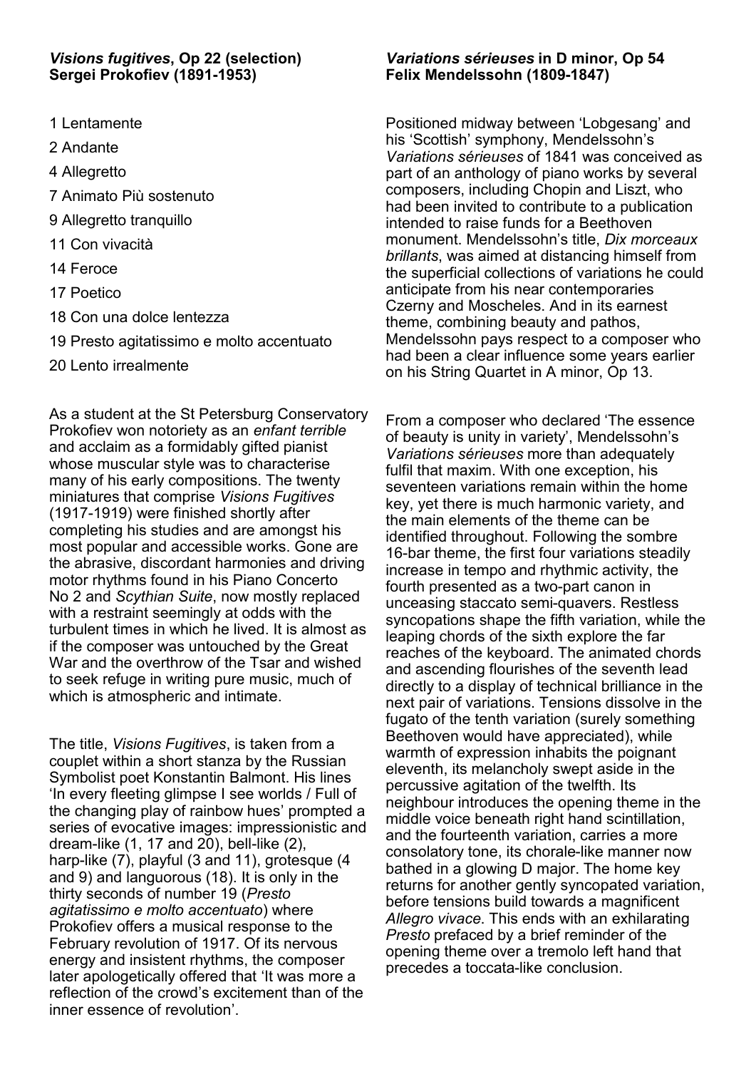### *Visions fugitives*, Op 22 (selection)
**Sergei Prokofiev (1891-1953)**

1 Lentamente

2 Andante

4 Allegretto

7 Animato Più sostenuto

9 Allegretto tranquillo

11 Con vivacità

14 Feroce

17 Poetico

18 Con una dolce lentezza

19 Presto agitatissimo e molto accentuato

20 Lento irrealmente

As a student at the St Petersburg Conservatory Prokofiev won notoriety as an *enfant terrible* and acclaim as a formidably gifted pianist whose muscular style was to characterise many of his early compositions. The twenty miniatures that comprise *Visions Fugitives* (1917-1919) were finished shortly after completing his studies and are amongst his most popular and accessible works. Gone are the abrasive, discordant harmonies and driving motor rhythms found in his Piano Concerto No 2 and *Scythian Suite*, now mostly replaced with a restraint seemingly at odds with the turbulent times in which he lived. It is almost as if the composer was untouched by the Great War and the overthrow of the Tsar and wished to seek refuge in writing pure music, much of which is atmospheric and intimate.

The title, *Visions Fugitives*, is taken from a couplet within a short stanza by the Russian Symbolist poet Konstantin Balmont. His lines 'In every fleeting glimpse I see worlds / Full of the changing play of rainbow hues' prompted a series of evocative images: impressionistic and dream-like (1, 17 and 20), bell-like (2), harp-like (7), playful (3 and 11), grotesque (4 and 9) and languorous (18). It is only in the thirty seconds of number 19 (*Presto agitatissimo e molto accentuato*) where Prokofiev offers a musical response to the February revolution of 1917. Of its nervous energy and insistent rhythms, the composer later apologetically offered that 'It was more a reflection of the crowd's excitement than of the inner essence of revolution'.

### *Variations sérieuses* in D minor, Op 54
**Felix Mendelssohn (1809-1847)**

Positioned midway between 'Lobgesang' and his 'Scottish' symphony, Mendelssohn's *Variations sérieuses* of 1841 was conceived as part of an anthology of piano works by several composers, including Chopin and Liszt, who had been invited to contribute to a publication intended to raise funds for a Beethoven monument. Mendelssohn's title, *Dix morceaux brillants*, was aimed at distancing himself from the superficial collections of variations he could anticipate from his near contemporaries Czerny and Moscheles. And in its earnest theme, combining beauty and pathos, Mendelssohn pays respect to a composer who had been a clear influence some years earlier on his String Quartet in A minor, Op 13.

From a composer who declared 'The essence of beauty is unity in variety', Mendelssohn's *Variations sérieuses* more than adequately fulfil that maxim. With one exception, his seventeen variations remain within the home key, yet there is much harmonic variety, and the main elements of the theme can be identified throughout. Following the sombre 16-bar theme, the first four variations steadily increase in tempo and rhythmic activity, the fourth presented as a two-part canon in unceasing staccato semi-quavers. Restless syncopations shape the fifth variation, while the leaping chords of the sixth explore the far reaches of the keyboard. The animated chords and ascending flourishes of the seventh lead directly to a display of technical brilliance in the next pair of variations. Tensions dissolve in the fugato of the tenth variation (surely something Beethoven would have appreciated), while warmth of expression inhabits the poignant eleventh, its melancholy swept aside in the percussive agitation of the twelfth. Its neighbour introduces the opening theme in the middle voice beneath right hand scintillation, and the fourteenth variation, carries a more consolatory tone, its chorale-like manner now bathed in a glowing D major. The home key returns for another gently syncopated variation, before tensions build towards a magnificent *Allegro vivace*. This ends with an exhilarating *Presto* prefaced by a brief reminder of the opening theme over a tremolo left hand that precedes a toccata-like conclusion.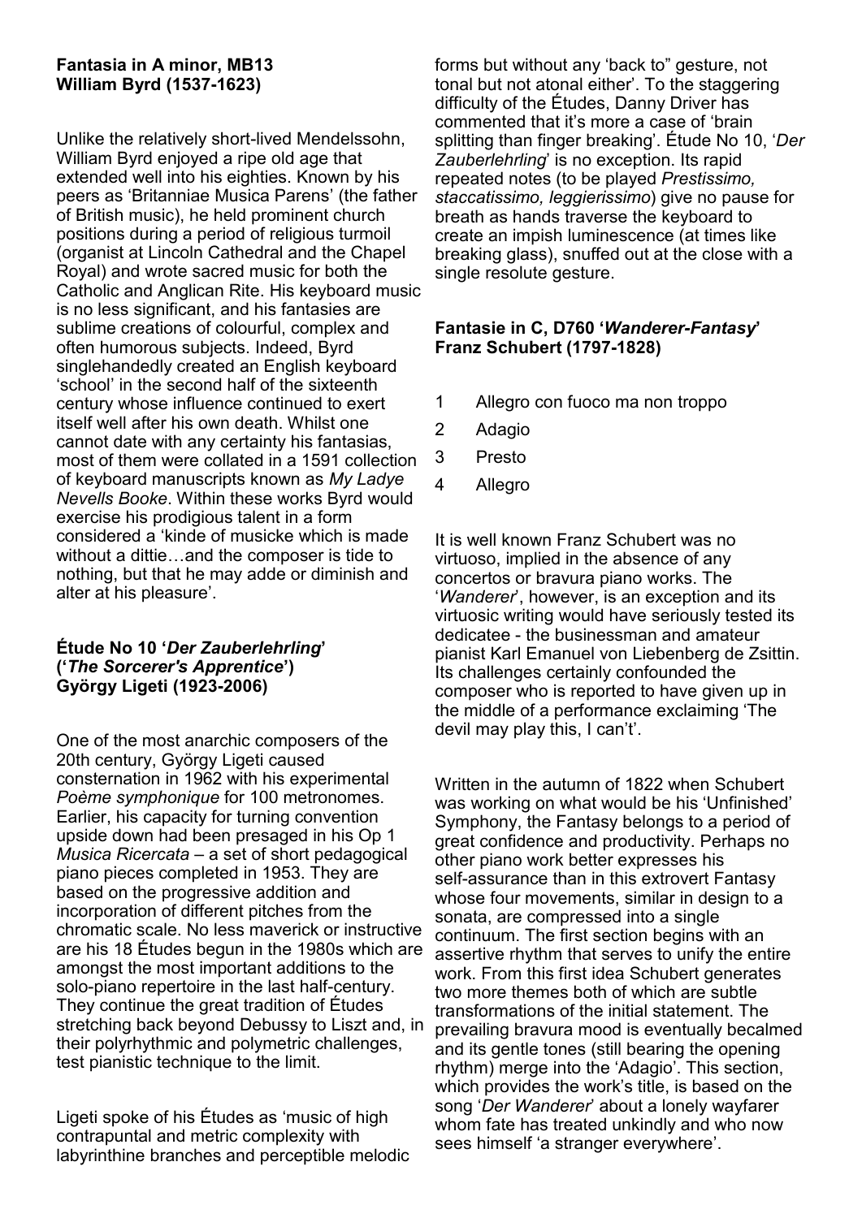**Fantasia in A minor, MB13**
**William Byrd (1537-1623)**

Unlike the relatively short-lived Mendelssohn, William Byrd enjoyed a ripe old age that extended well into his eighties. Known by his peers as 'Britanniae Musica Parens' (the father of British music), he held prominent church positions during a period of religious turmoil (organist at Lincoln Cathedral and the Chapel Royal) and wrote sacred music for both the Catholic and Anglican Rite. His keyboard music is no less significant, and his fantasies are sublime creations of colourful, complex and often humorous subjects. Indeed, Byrd singlehandedly created an English keyboard 'school' in the second half of the sixteenth century whose influence continued to exert itself well after his own death. Whilst one cannot date with any certainty his fantasias, most of them were collated in a 1591 collection of keyboard manuscripts known as *My Ladye Nevells Booke*. Within these works Byrd would exercise his prodigious talent in a form considered a 'kinde of musicke which is made without a dittie…and the composer is tide to nothing, but that he may adde or diminish and alter at his pleasure'.

**Étude No 10 '*Der Zauberlehrling*'**
**('*The Sorcerer's Apprentice*')**
**György Ligeti (1923-2006)**

One of the most anarchic composers of the 20th century, György Ligeti caused consternation in 1962 with his experimental *Poème symphonique* for 100 metronomes. Earlier, his capacity for turning convention upside down had been presaged in his Op 1 *Musica Ricercata* – a set of short pedagogical piano pieces completed in 1953. They are based on the progressive addition and incorporation of different pitches from the chromatic scale. No less maverick or instructive are his 18 Études begun in the 1980s which are amongst the most important additions to the solo-piano repertoire in the last half-century. They continue the great tradition of Études stretching back beyond Debussy to Liszt and, in their polyrhythmic and polymetric challenges, test pianistic technique to the limit.

Ligeti spoke of his Études as 'music of high contrapuntal and metric complexity with labyrinthine branches and perceptible melodic forms but without any 'back to" gesture, not tonal but not atonal either'. To the staggering difficulty of the Études, Danny Driver has commented that it's more a case of 'brain splitting than finger breaking'. Étude No 10, '*Der Zauberlehrling*' is no exception. Its rapid repeated notes (to be played *Prestissimo, staccatissimo, leggierissimo*) give no pause for breath as hands traverse the keyboard to create an impish luminescence (at times like breaking glass), snuffed out at the close with a single resolute gesture.

**Fantasie in C, D760 '*Wanderer-Fantasy*'**
**Franz Schubert (1797-1828)**

1 Allegro con fuoco ma non troppo
2 Adagio
3 Presto
4 Allegro

It is well known Franz Schubert was no virtuoso, implied in the absence of any concertos or bravura piano works. The '*Wanderer*', however, is an exception and its virtuosic writing would have seriously tested its dedicatee - the businessman and amateur pianist Karl Emanuel von Liebenberg de Zsittin. Its challenges certainly confounded the composer who is reported to have given up in the middle of a performance exclaiming 'The devil may play this, I can't'.

Written in the autumn of 1822 when Schubert was working on what would be his 'Unfinished' Symphony, the Fantasy belongs to a period of great confidence and productivity. Perhaps no other piano work better expresses his self-assurance than in this extrovert Fantasy whose four movements, similar in design to a sonata, are compressed into a single continuum. The first section begins with an assertive rhythm that serves to unify the entire work. From this first idea Schubert generates two more themes both of which are subtle transformations of the initial statement. The prevailing bravura mood is eventually becalmed and its gentle tones (still bearing the opening rhythm) merge into the 'Adagio'. This section, which provides the work's title, is based on the song '*Der Wanderer*' about a lonely wayfarer whom fate has treated unkindly and who now sees himself 'a stranger everywhere'.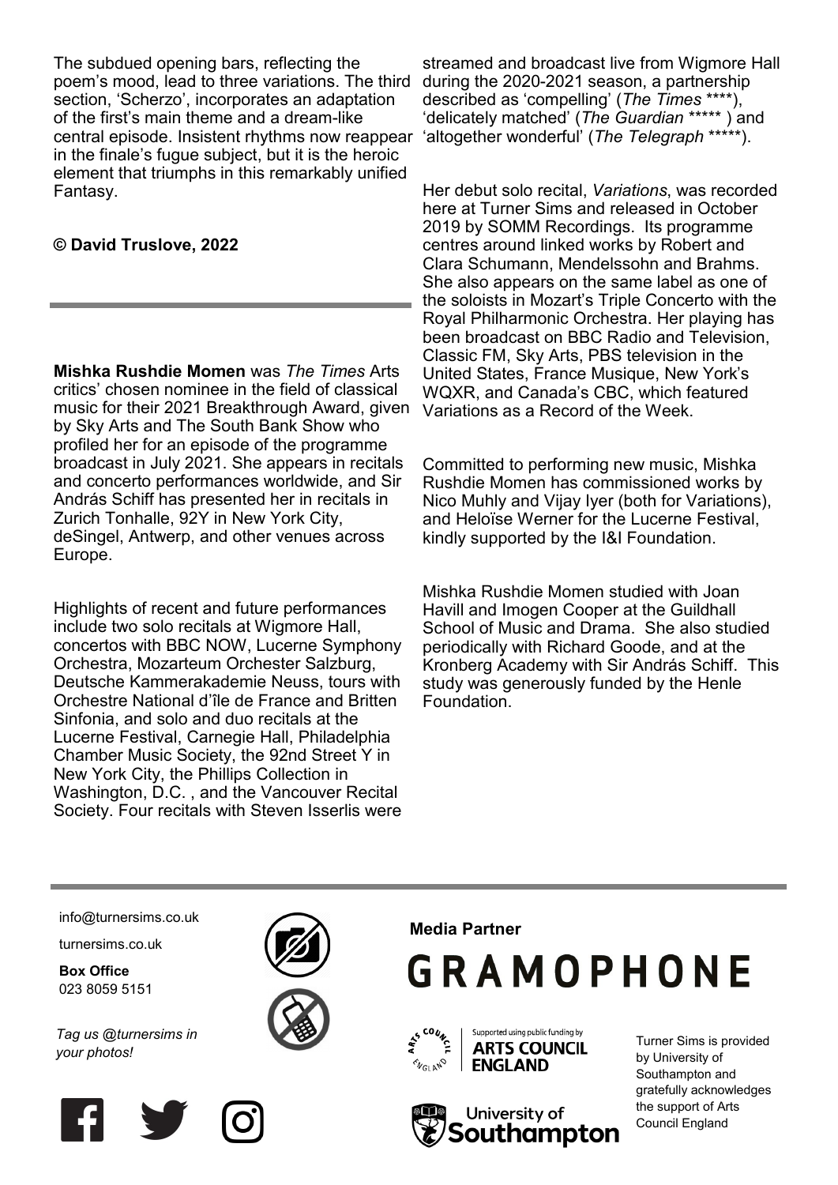The subdued opening bars, reflecting the poem's mood, lead to three variations. The third section, 'Scherzo', incorporates an adaptation of the first's main theme and a dream-like central episode. Insistent rhythms now reappear in the finale's fugue subject, but it is the heroic element that triumphs in this remarkably unified Fantasy.

**© David Truslove, 2022**

---

**Mishka Rushdie Momen** was *The Times* Arts critics' chosen nominee in the field of classical music for their 2021 Breakthrough Award, given by Sky Arts and The South Bank Show who profiled her for an episode of the programme broadcast in July 2021. She appears in recitals and concerto performances worldwide, and Sir András Schiff has presented her in recitals in Zurich Tonhalle, 92Y in New York City, deSingel, Antwerp, and other venues across Europe.

Highlights of recent and future performances include two solo recitals at Wigmore Hall, concertos with BBC NOW, Lucerne Symphony Orchestra, Mozarteum Orchester Salzburg, Deutsche Kammerakademie Neuss, tours with Orchestre National d'île de France and Britten Sinfonia, and solo and duo recitals at the Lucerne Festival, Carnegie Hall, Philadelphia Chamber Music Society, the 92nd Street Y in New York City, the Phillips Collection in Washington, D.C. , and the Vancouver Recital Society. Four recitals with Steven Isserlis were streamed and broadcast live from Wigmore Hall during the 2020-2021 season, a partnership described as 'compelling' (*The Times* ****), 'delicately matched' (*The Guardian* ***** ) and 'altogether wonderful' (*The Telegraph* *****).

Her debut solo recital, *Variations*, was recorded here at Turner Sims and released in October 2019 by SOMM Recordings. Its programme centres around linked works by Robert and Clara Schumann, Mendelssohn and Brahms. She also appears on the same label as one of the soloists in Mozart's Triple Concerto with the Royal Philharmonic Orchestra. Her playing has been broadcast on BBC Radio and Television, Classic FM, Sky Arts, PBS television in the United States, France Musique, New York's WQXR, and Canada's CBC, which featured Variations as a Record of the Week.

Committed to performing new music, Mishka Rushdie Momen has commissioned works by Nico Muhly and Vijay Iyer (both for Variations), and Heloïse Werner for the Lucerne Festival, kindly supported by the I&I Foundation.

Mishka Rushdie Momen studied with Joan Havill and Imogen Cooper at the Guildhall School of Music and Drama. She also studied periodically with Richard Goode, and at the Kronberg Academy with Sir András Schiff. This study was generously funded by the Henle Foundation.

---

info@turnersims.co.uk

turnersims.co.uk

**Box Office**
023 8059 5151

*Tag us @turnersims in your photos!*

**Media Partner**

GRAMOPHONE

Supported using public funding by ARTS COUNCIL ENGLAND

University of Southampton

Turner Sims is provided by University of Southampton and gratefully acknowledges the support of Arts Council England